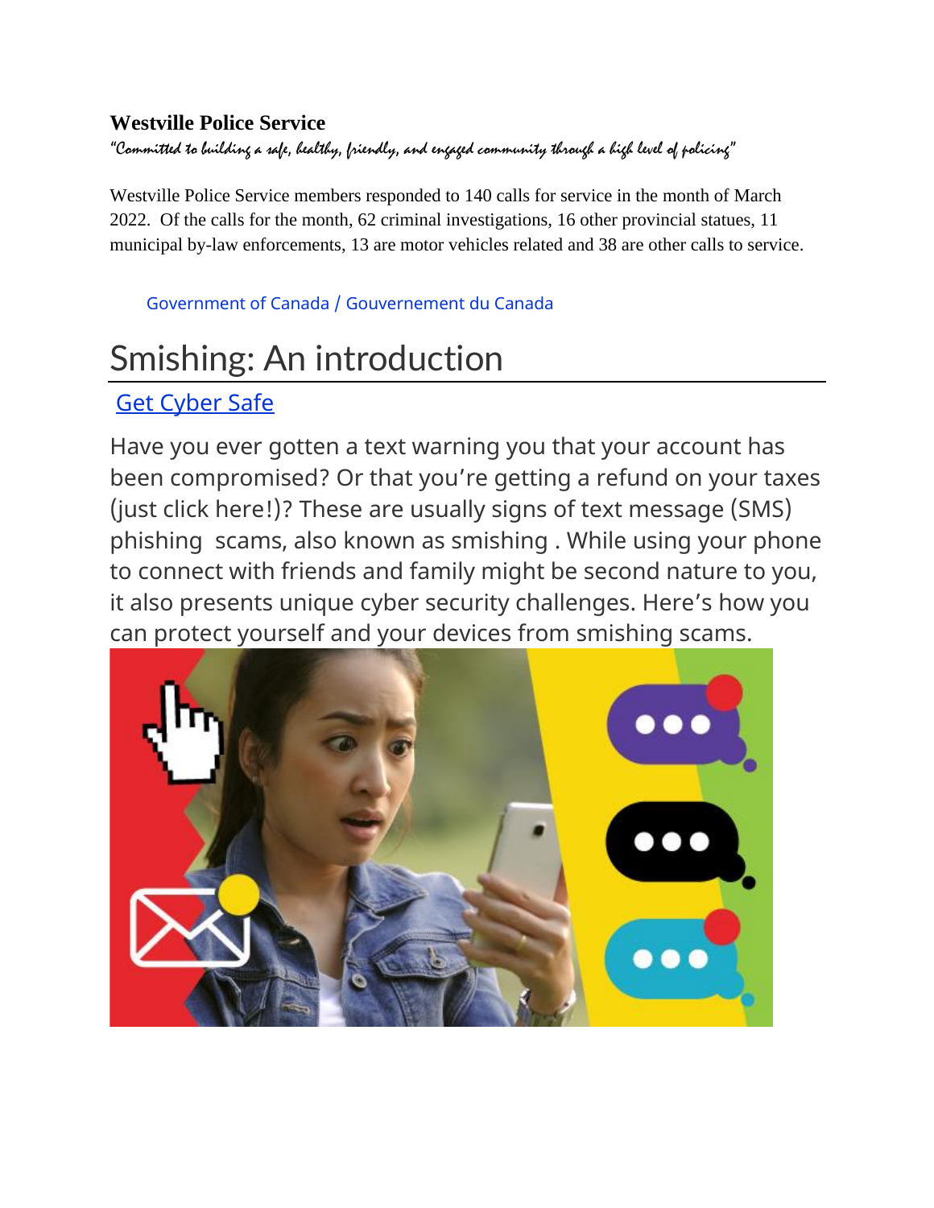**Westville Police Service**

*"Committed to building a safe, healthy, friendly, and engaged community through a high level of policing"*

Westville Police Service members responded to 140 calls for service in the month of March 2022. Of the calls for the month, 62 criminal investigations, 16 other provincial statues, 11 municipal by-law enforcements, 13 are motor vehicles related and 38 are other calls to service.

Government of Canada / Gouvernement du Canada

# Smishing: An introduction

Get Cyber Safe

Have you ever gotten a text warning you that your account has been compromised? Or that you're getting a refund on your taxes (just click here!)? These are usually signs of text message (SMS) phishing scams, also known as smishing . While using your phone to connect with friends and family might be second nature to you, it also presents unique cyber security challenges. Here's how you can protect yourself and your devices from smishing scams.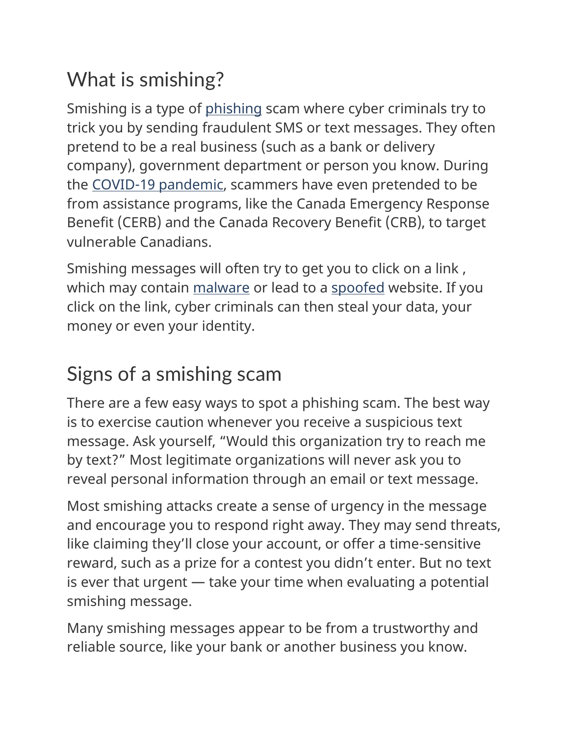## What is smishing?

Smishing is a type of phishing scam where cyber criminals try to trick you by sending fraudulent SMS or text messages. They often pretend to be a real business (such as a bank or delivery company), government department or person you know. During the COVID-19 pandemic, scammers have even pretended to be from assistance programs, like the Canada Emergency Response Benefit (CERB) and the Canada Recovery Benefit (CRB), to target vulnerable Canadians.

Smishing messages will often try to get you to click on a link , which may contain malware or lead to a spoofed website. If you click on the link, cyber criminals can then steal your data, your money or even your identity.

## Signs of a smishing scam

There are a few easy ways to spot a phishing scam. The best way is to exercise caution whenever you receive a suspicious text message. Ask yourself, “Would this organization try to reach me by text?” Most legitimate organizations will never ask you to reveal personal information through an email or text message.

Most smishing attacks create a sense of urgency in the message and encourage you to respond right away. They may send threats, like claiming they’ll close your account, or offer a time-sensitive reward, such as a prize for a contest you didn’t enter. But no text is ever that urgent — take your time when evaluating a potential smishing message.

Many smishing messages appear to be from a trustworthy and reliable source, like your bank or another business you know.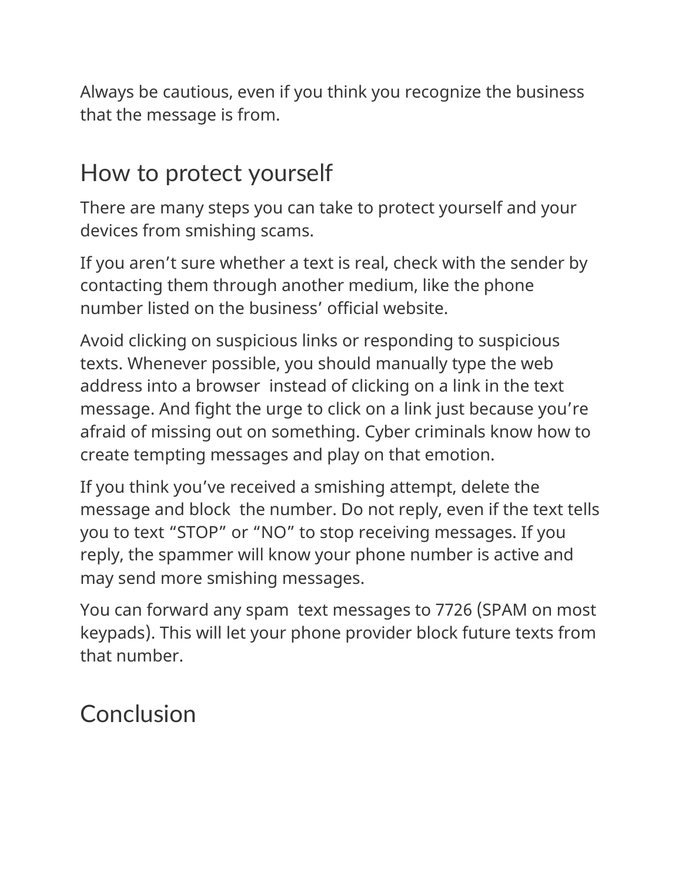Always be cautious, even if you think you recognize the business that the message is from.

## How to protect yourself

There are many steps you can take to protect yourself and your devices from smishing scams.

If you aren't sure whether a text is real, check with the sender by contacting them through another medium, like the phone number listed on the business' official website.

Avoid clicking on suspicious links or responding to suspicious texts. Whenever possible, you should manually type the web address into a browser instead of clicking on a link in the text message. And fight the urge to click on a link just because you're afraid of missing out on something. Cyber criminals know how to create tempting messages and play on that emotion.

If you think you've received a smishing attempt, delete the message and block the number. Do not reply, even if the text tells you to text "STOP" or "NO" to stop receiving messages. If you reply, the spammer will know your phone number is active and may send more smishing messages.

You can forward any spam text messages to 7726 (SPAM on most keypads). This will let your phone provider block future texts from that number.

## Conclusion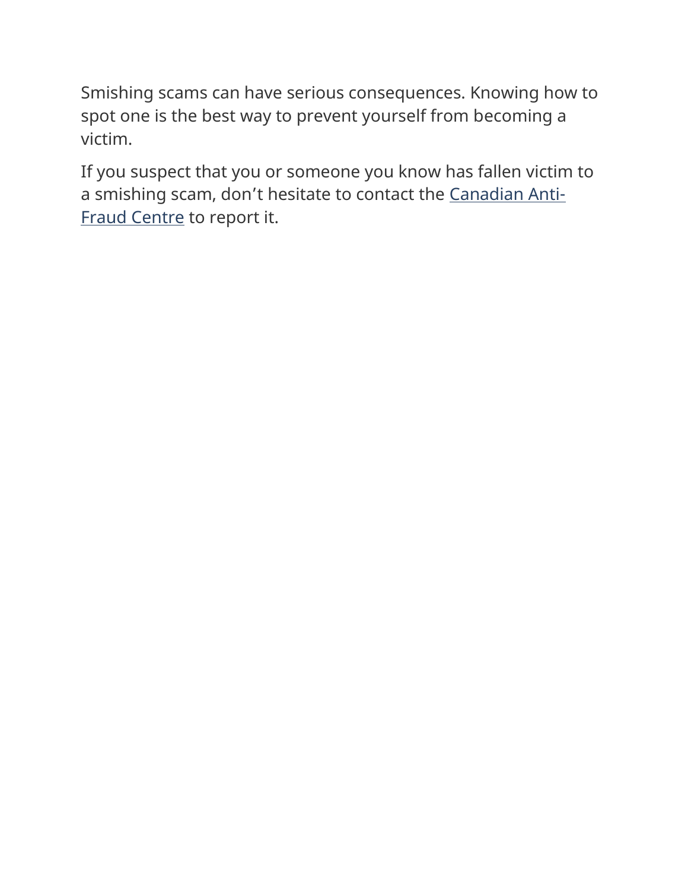Smishing scams can have serious consequences. Knowing how to spot one is the best way to prevent yourself from becoming a victim.

If you suspect that you or someone you know has fallen victim to a smishing scam, don't hesitate to contact the Canadian Anti-Fraud Centre to report it.